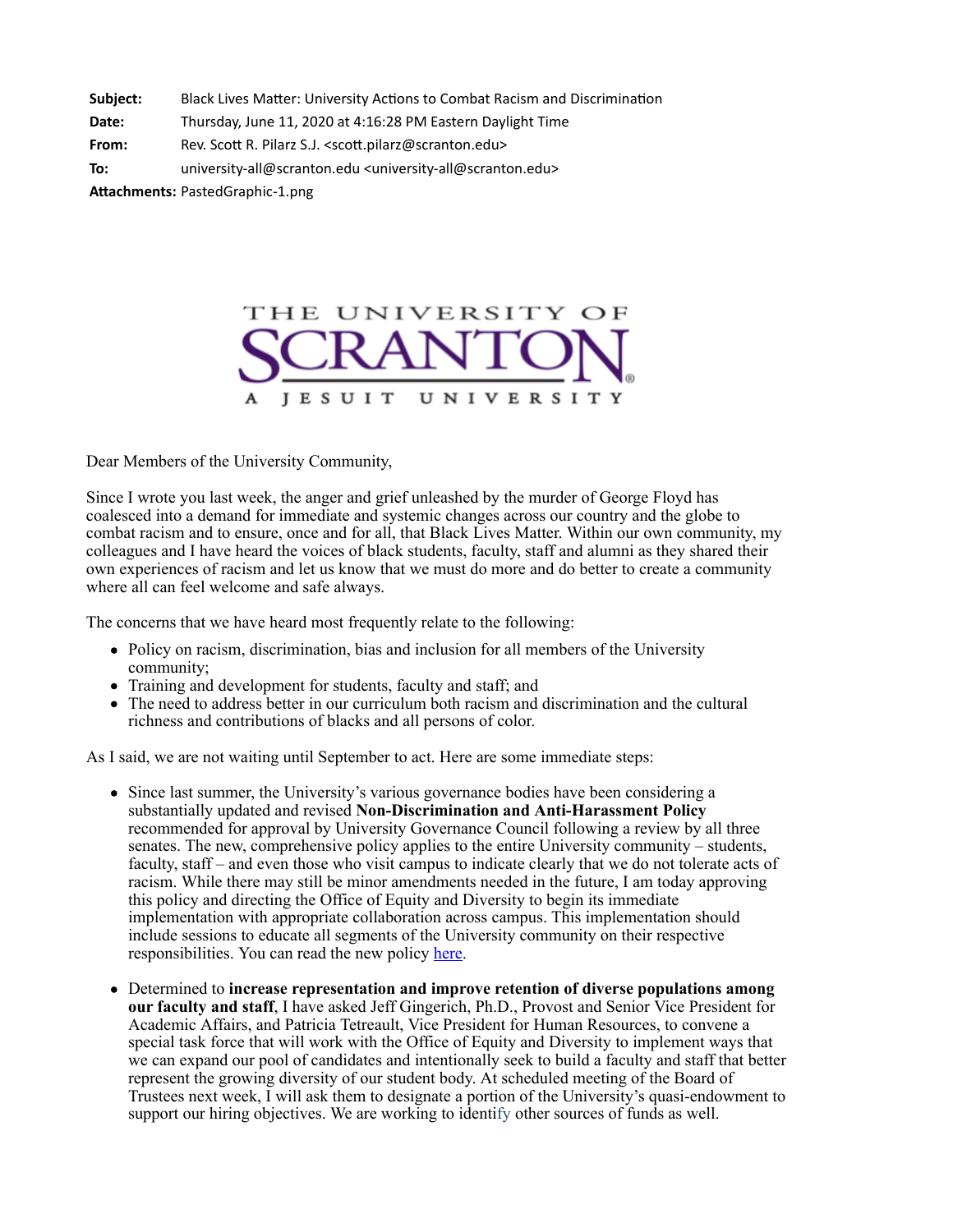| | |
|---|---|
| **Subject:** | Black Lives Matter: University Actions to Combat Racism and Discrimination |
| **Date:** | Thursday, June 11, 2020 at 4:16:28 PM Eastern Daylight Time |
| **From:** | Rev. Scott R. Pilarz S.J. <scott.pilarz@scranton.edu> |
| **To:** | university-all@scranton.edu <university-all@scranton.edu> |
| **Attachments:** | PastedGraphic-1.png |

THE UNIVERSITY OF SCRANTON
A JESUIT UNIVERSITY

Dear Members of the University Community,

Since I wrote you last week, the anger and grief unleashed by the murder of George Floyd has coalesced into a demand for immediate and systemic changes across our country and the globe to combat racism and to ensure, once and for all, that Black Lives Matter. Within our own community, my colleagues and I have heard the voices of black students, faculty, staff and alumni as they shared their own experiences of racism and let us know that we must do more and do better to create a community where all can feel welcome and safe always.

The concerns that we have heard most frequently relate to the following:

- Policy on racism, discrimination, bias and inclusion for all members of the University community;
- Training and development for students, faculty and staff; and
- The need to address better in our curriculum both racism and discrimination and the cultural richness and contributions of blacks and all persons of color.

As I said, we are not waiting until September to act. Here are some immediate steps:

- Since last summer, the University's various governance bodies have been considering a substantially updated and revised **Non-Discrimination and Anti-Harassment Policy** recommended for approval by University Governance Council following a review by all three senates. The new, comprehensive policy applies to the entire University community – students, faculty, staff – and even those who visit campus to indicate clearly that we do not tolerate acts of racism. While there may still be minor amendments needed in the future, I am today approving this policy and directing the Office of Equity and Diversity to begin its immediate implementation with appropriate collaboration across campus. This implementation should include sessions to educate all segments of the University community on their respective responsibilities. You can read the new policy here.

- Determined to **increase representation and improve retention of diverse populations among our faculty and staff**, I have asked Jeff Gingerich, Ph.D., Provost and Senior Vice President for Academic Affairs, and Patricia Tetreault, Vice President for Human Resources, to convene a special task force that will work with the Office of Equity and Diversity to implement ways that we can expand our pool of candidates and intentionally seek to build a faculty and staff that better represent the growing diversity of our student body. At scheduled meeting of the Board of Trustees next week, I will ask them to designate a portion of the University's quasi-endowment to support our hiring objectives. We are working to identify other sources of funds as well.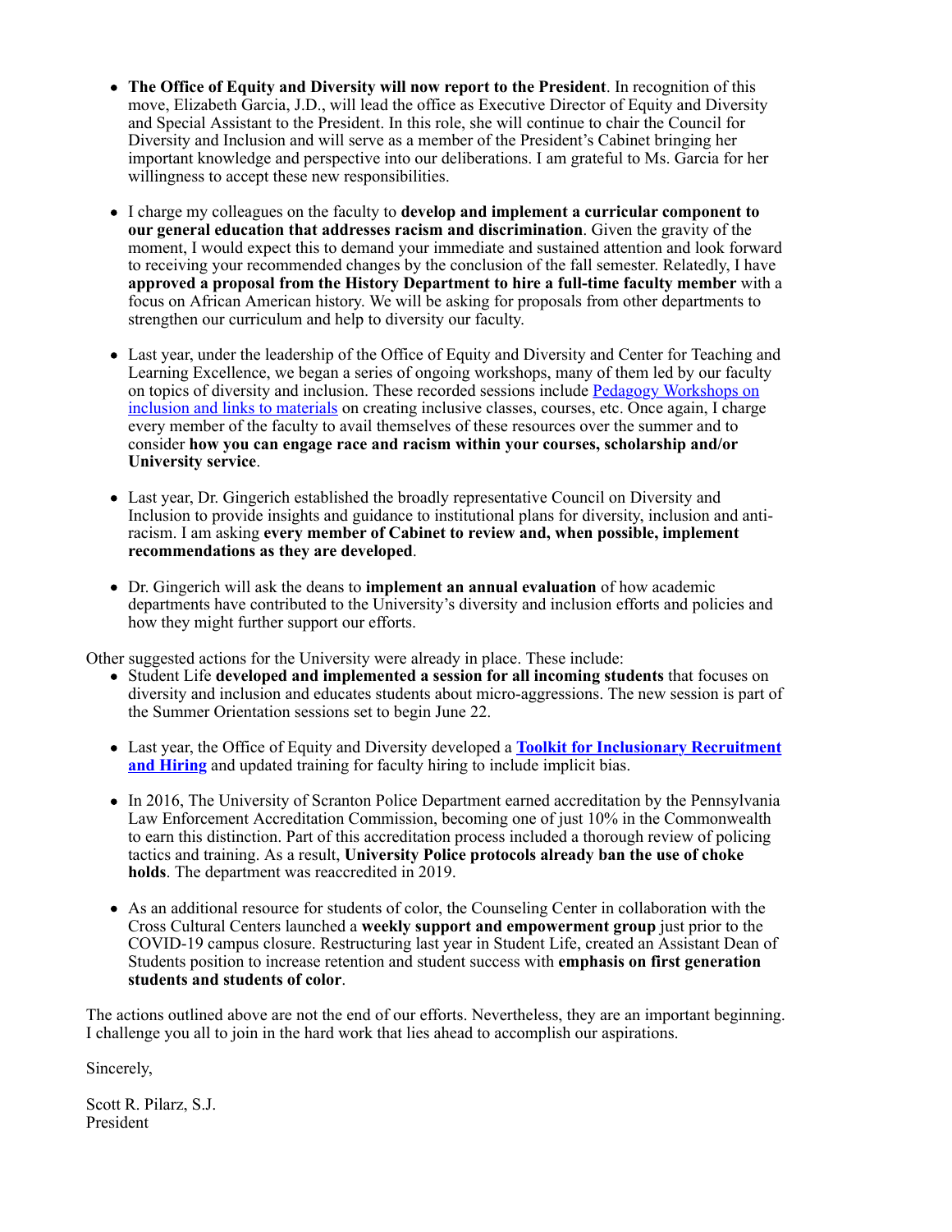- **The Office of Equity and Diversity will now report to the President**. In recognition of this move, Elizabeth Garcia, J.D., will lead the office as Executive Director of Equity and Diversity and Special Assistant to the President. In this role, she will continue to chair the Council for Diversity and Inclusion and will serve as a member of the President's Cabinet bringing her important knowledge and perspective into our deliberations. I am grateful to Ms. Garcia for her willingness to accept these new responsibilities.

- I charge my colleagues on the faculty to **develop and implement a curricular component to our general education that addresses racism and discrimination**. Given the gravity of the moment, I would expect this to demand your immediate and sustained attention and look forward to receiving your recommended changes by the conclusion of the fall semester. Relatedly, I have **approved a proposal from the History Department to hire a full-time faculty member** with a focus on African American history. We will be asking for proposals from other departments to strengthen our curriculum and help to diversity our faculty.

- Last year, under the leadership of the Office of Equity and Diversity and Center for Teaching and Learning Excellence, we began a series of ongoing workshops, many of them led by our faculty on topics of diversity and inclusion. These recorded sessions include Pedagogy Workshops on inclusion and links to materials on creating inclusive classes, courses, etc. Once again, I charge every member of the faculty to avail themselves of these resources over the summer and to consider **how you can engage race and racism within your courses, scholarship and/or University service**.

- Last year, Dr. Gingerich established the broadly representative Council on Diversity and Inclusion to provide insights and guidance to institutional plans for diversity, inclusion and anti-racism. I am asking **every member of Cabinet to review and, when possible, implement recommendations as they are developed**.

- Dr. Gingerich will ask the deans to **implement an annual evaluation** of how academic departments have contributed to the University's diversity and inclusion efforts and policies and how they might further support our efforts.

Other suggested actions for the University were already in place. These include:

- Student Life **developed and implemented a session for all incoming students** that focuses on diversity and inclusion and educates students about micro-aggressions. The new session is part of the Summer Orientation sessions set to begin June 22.

- Last year, the Office of Equity and Diversity developed a **Toolkit for Inclusionary Recruitment and Hiring** and updated training for faculty hiring to include implicit bias.

- In 2016, The University of Scranton Police Department earned accreditation by the Pennsylvania Law Enforcement Accreditation Commission, becoming one of just 10% in the Commonwealth to earn this distinction. Part of this accreditation process included a thorough review of policing tactics and training. As a result, **University Police protocols already ban the use of choke holds**. The department was reaccredited in 2019.

- As an additional resource for students of color, the Counseling Center in collaboration with the Cross Cultural Centers launched a **weekly support and empowerment group** just prior to the COVID-19 campus closure. Restructuring last year in Student Life, created an Assistant Dean of Students position to increase retention and student success with **emphasis on first generation students and students of color**.

The actions outlined above are not the end of our efforts. Nevertheless, they are an important beginning. I challenge you all to join in the hard work that lies ahead to accomplish our aspirations.

Sincerely,

Scott R. Pilarz, S.J.
President